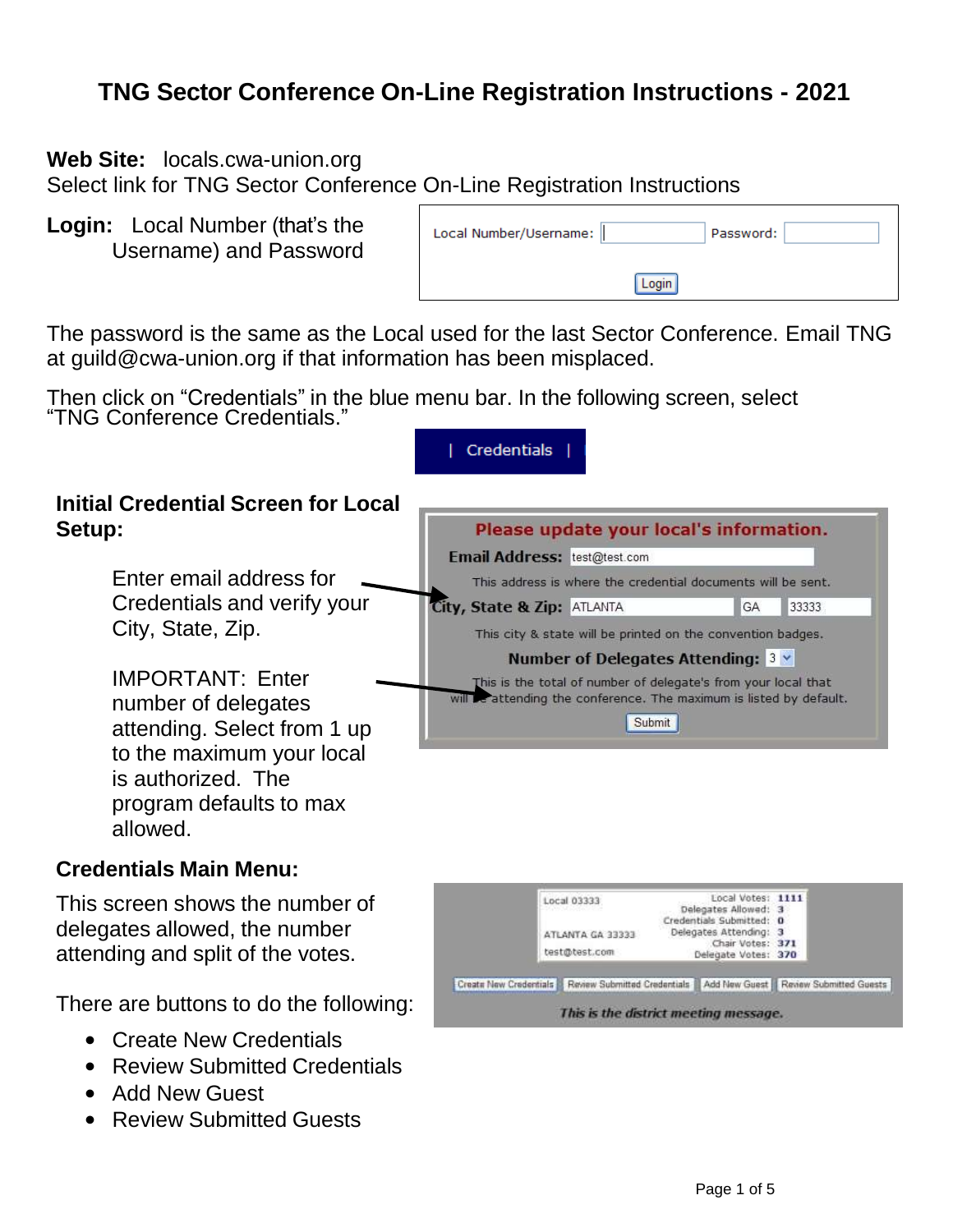# TNG Sector Conference On-Line Registration Instructions - 2021

**Web Site:** locals.cwa-union.org
Select link for TNG Sector Conference On-Line Registration Instructions

**Login:** Local Number (that's the Username) and Password

Local Number/Username: Password:

Login

The password is the same as the Local used for the last Sector Conference. Email TNG at guild@cwa-union.org if that information has been misplaced.

Then click on "Credentials" in the blue menu bar. In the following screen, select "TNG Conference Credentials."

| Credentials |

**Initial Credential Screen for Local Setup:**

Enter email address for Credentials and verify your City, State, Zip.

IMPORTANT: Enter number of delegates attending. Select from 1 up to the maximum your local is authorized. The program defaults to max allowed.

Please update your local's information.

**Email Address:** test@test.com

This address is where the credential documents will be sent.

**City, State & Zip:** ATLANTA GA 33333

This city & state will be printed on the convention badges.

**Number of Delegates Attending:** 3

This is the total of number of delegate's from your local that will be attending the conference. The maximum is listed by default.

Submit

**Credentials Main Menu:**

This screen shows the number of delegates allowed, the number attending and split of the votes.

There are buttons to do the following:

- Create New Credentials
- Review Submitted Credentials
- Add New Guest
- Review Submitted Guests

Local 03333
ATLANTA GA 33333
test@test.com

Local Votes: 1111
Delegates Allowed: 3
Credentials Submitted: 0
Delegates Attending: 3
Chair Votes: 371
Delegate Votes: 370

Create New Credentials | Review Submitted Credentials | Add New Guest | Review Submitted Guests

*This is the district meeting message.*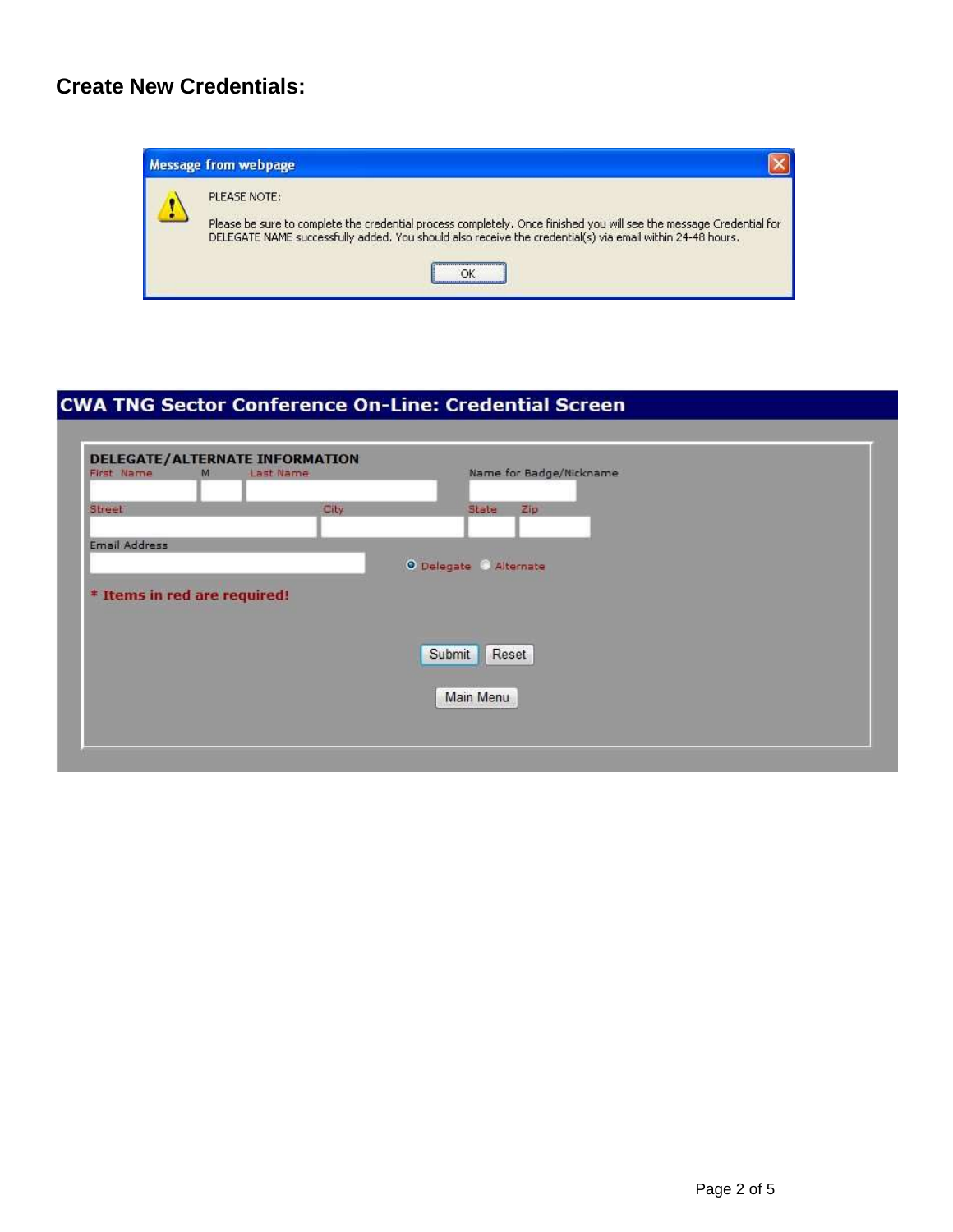## Create New Credentials:

**Message from webpage**

PLEASE NOTE:

Please be sure to complete the credential process completely. Once finished you will see the message Credential for DELEGATE NAME successfully added. You should also receive the credential(s) via email within 24-48 hours.

OK

**CWA TNG Sector Conference On-Line: Credential Screen**

**DELEGATE/ALTERNATE INFORMATION**

First Name | M | Last Name | Name for Badge/Nickname

Street | City | State | Zip

Email Address

Delegate | Alternate

**\* Items in red are required!**

Submit | Reset

Main Menu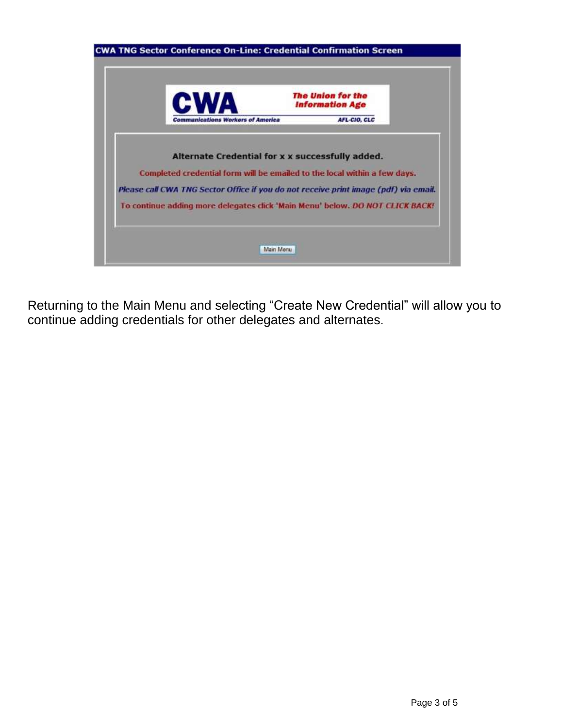**CWA TNG Sector Conference On-Line: Credential Confirmation Screen**

CWA — Communications Workers of America

*The Union for the Information Age*

AFL-CIO, CLC

**Alternate Credential for x x successfully added.**

Completed credential form will be emailed to the local within a few days.

*Please call CWA TNG Sector Office if you do not receive print image (pdf) via email.*

To continue adding more delegates click 'Main Menu' below. *DO NOT CLICK BACK!*

Main Menu

Returning to the Main Menu and selecting "Create New Credential" will allow you to continue adding credentials for other delegates and alternates.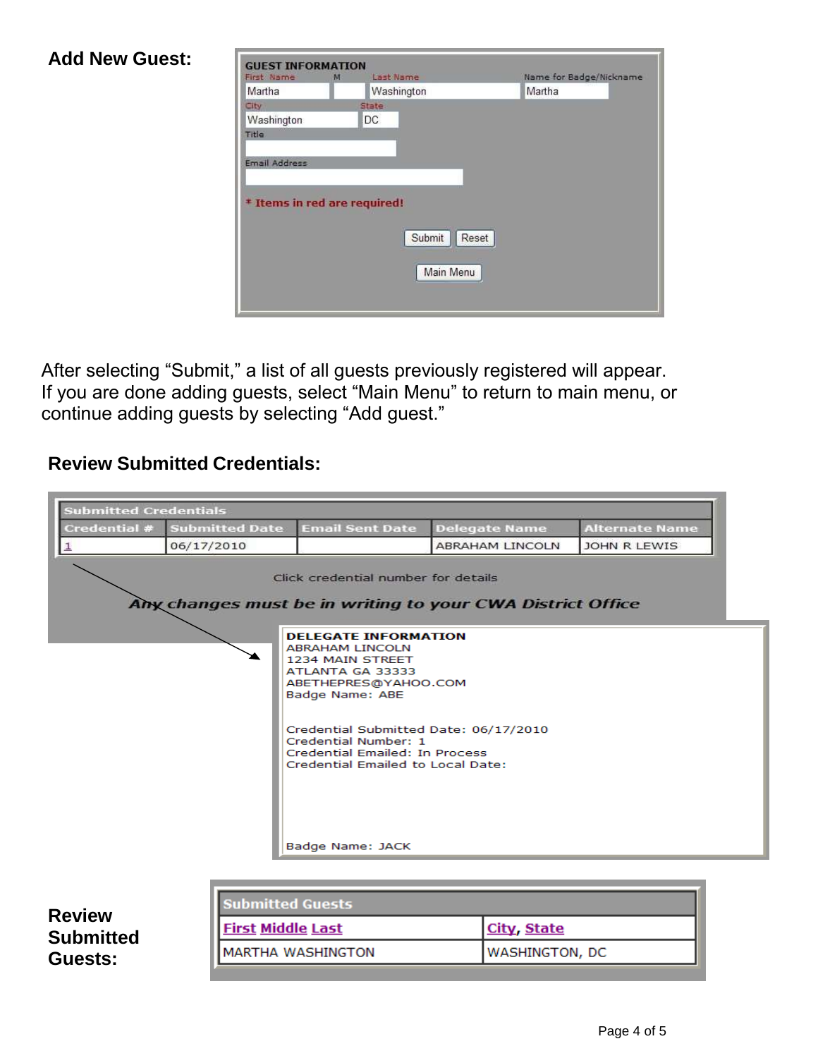**Add New Guest:**

**GUEST INFORMATION**

| First Name | M | Last Name | Name for Badge/Nickname |
|---|---|---|---|
| Martha | | Washington | Martha |

| City | State |
|---|---|
| Washington | DC |

Title

Email Address

\* Items in red are required!

Submit | Reset

Main Menu

After selecting "Submit," a list of all guests previously registered will appear. If you are done adding guests, select "Main Menu" to return to main menu, or continue adding guests by selecting "Add guest."

**Review Submitted Credentials:**

| Submitted Credentials | | | | |
|---|---|---|---|---|
| **Credential #** | **Submitted Date** | **Email Sent Date** | **Delegate Name** | **Alternate Name** |
| 1 | 06/17/2010 | | ABRAHAM LINCOLN | JOHN R LEWIS |

Click credential number for details

*Any changes must be in writing to your CWA District Office*

**DELEGATE INFORMATION**
ABRAHAM LINCOLN
1234 MAIN STREET
ATLANTA GA 33333
ABETHEPRES@YAHOO.COM
Badge Name: ABE

Credential Submitted Date: 06/17/2010
Credential Number: 1
Credential Emailed: In Process
Credential Emailed to Local Date:

Badge Name: JACK

**Review Submitted Guests:**

| Submitted Guests | |
|---|---|
| **First Middle Last** | **City, State** |
| MARTHA WASHINGTON | WASHINGTON, DC |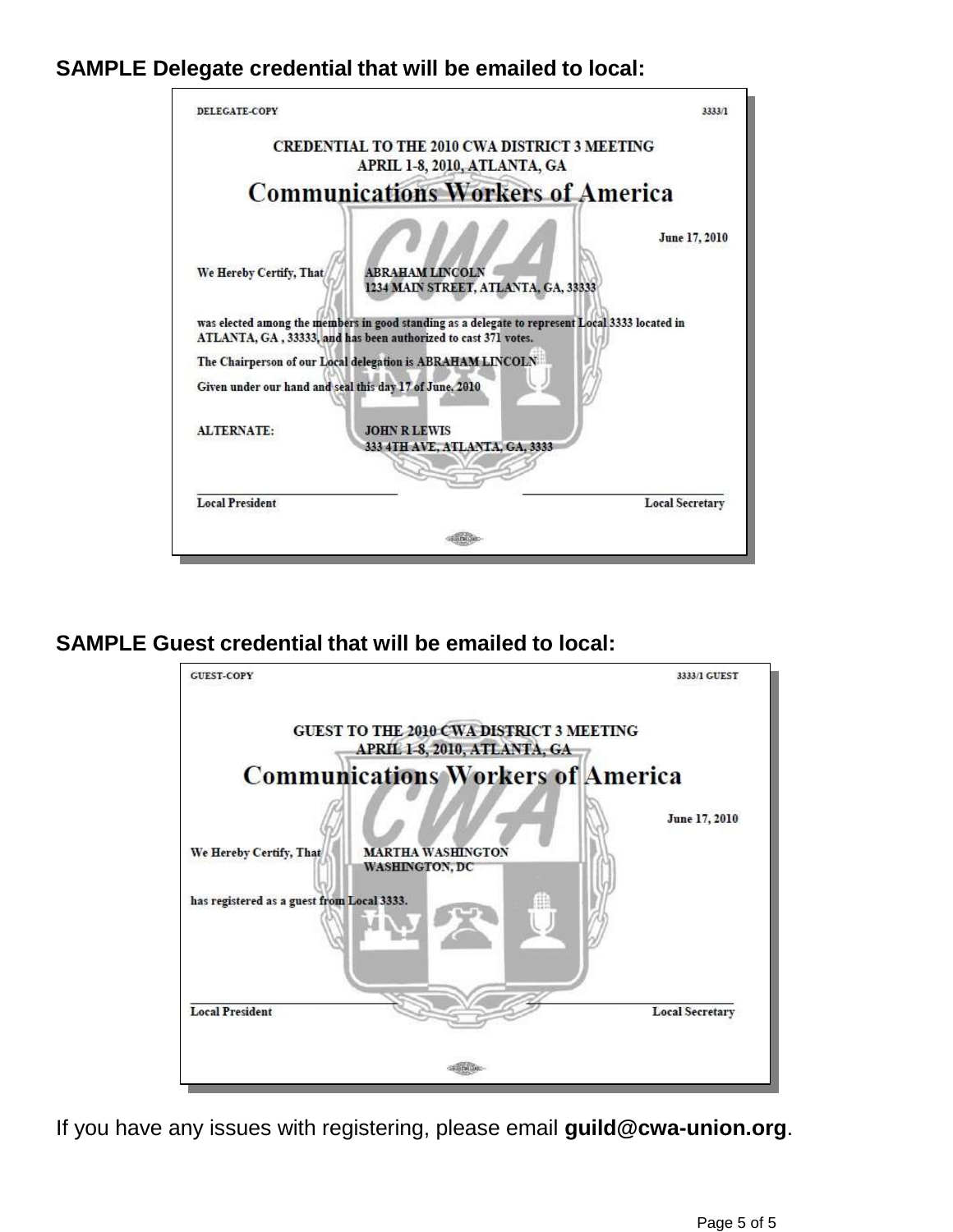**SAMPLE Delegate credential that will be emailed to local:**

DELEGATE-COPY 3333/1

CREDENTIAL TO THE 2010 CWA DISTRICT 3 MEETING
APRIL 1-8, 2010, ATLANTA, GA

Communications Workers of America

June 17, 2010

We Hereby Certify, That ABRAHAM LINCOLN
1234 MAIN STREET, ATLANTA, GA, 33333

was elected among the members in good standing as a delegate to represent Local 3333 located in ATLANTA, GA , 33333, and has been authorized to cast 371 votes.

The Chairperson of our Local delegation is ABRAHAM LINCOLN

Given under our hand and seal this day 17 of June, 2010

ALTERNATE: JOHN R LEWIS
333 4TH AVE, ATLANTA, GA, 3333

Local President Local Secretary

**SAMPLE Guest credential that will be emailed to local:**

GUEST-COPY 3333/1 GUEST

GUEST TO THE 2010 CWA DISTRICT 3 MEETING
APRIL 1-8, 2010, ATLANTA, GA

Communications Workers of America

June 17, 2010

We Hereby Certify, That MARTHA WASHINGTON
WASHINGTON, DC

has registered as a guest from Local 3333.

Local President Local Secretary

If you have any issues with registering, please email **guild@cwa-union.org**.